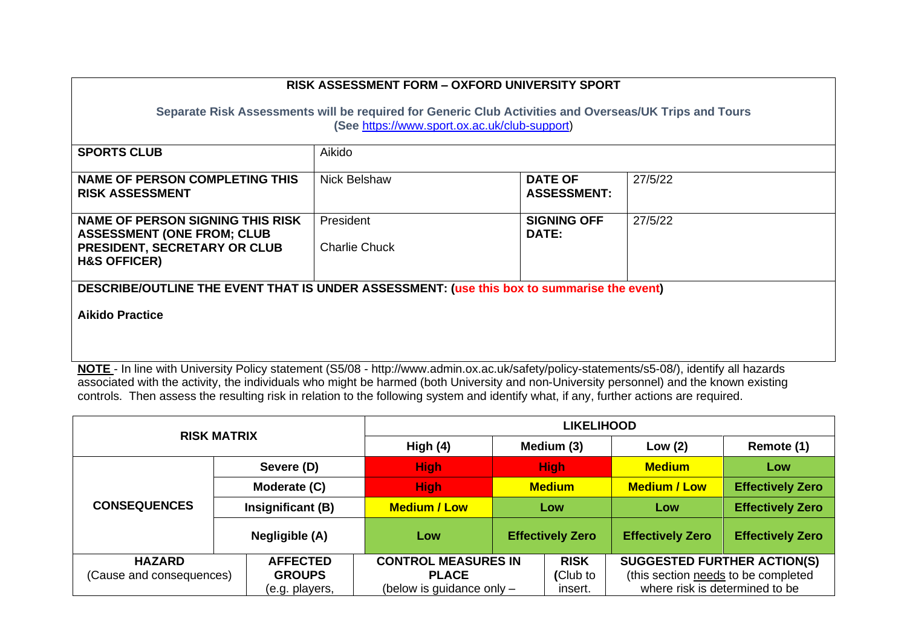**RISK ASSESSMENT FORM – OXFORD UNIVERSITY SPORT**

**Separate Risk Assessments will be required for Generic Club Activities and Overseas/UK Trips and Tours (See https://www.sport.ox.ac.uk/club-support)**

| | | | |
|---|---|---|---|
| **SPORTS CLUB** | Aikido | | |
| **NAME OF PERSON COMPLETING THIS RISK ASSESSMENT** | Nick Belshaw | **DATE OF ASSESSMENT:** | 27/5/22 |
| **NAME OF PERSON SIGNING THIS RISK ASSESSMENT (ONE FROM; CLUB PRESIDENT, SECRETARY OR CLUB H&S OFFICER)** | President<br><br>Charlie Chuck | **SIGNING OFF DATE:** | 27/5/22 |

**DESCRIBE/OUTLINE THE EVENT THAT IS UNDER ASSESSMENT: (use this box to summarise the event)**

**Aikido Practice**

**NOTE** - In line with University Policy statement (S5/08 - http://www.admin.ox.ac.uk/safety/policy-statements/s5-08/), identify all hazards associated with the activity, the individuals who might be harmed (both University and non-University personnel) and the known existing controls. Then assess the resulting risk in relation to the following system and identify what, if any, further actions are required.

| **RISK MATRIX** | | **LIKELIHOOD** | | | |
|---|---|---|---|---|---|
| | | **High (4)** | **Medium (3)** | **Low (2)** | **Remote (1)** |
| **CONSEQUENCES** | **Severe (D)** | **High** | **High** | **Medium** | **Low** |
| | **Moderate (C)** | **High** | **Medium** | **Medium / Low** | **Effectively Zero** |
| | **Insignificant (B)** | **Medium / Low** | **Low** | **Low** | **Effectively Zero** |
| | **Negligible (A)** | **Low** | **Effectively Zero** | **Effectively Zero** | **Effectively Zero** |

| **HAZARD** (Cause and consequences) | **AFFECTED GROUPS** (e.g. players, | **CONTROL MEASURES IN PLACE** (below is guidance only – | **RISK** (Club to insert. | **SUGGESTED FURTHER ACTION(S)** (this section needs to be completed where risk is determined to be |
|---|---|---|---|---|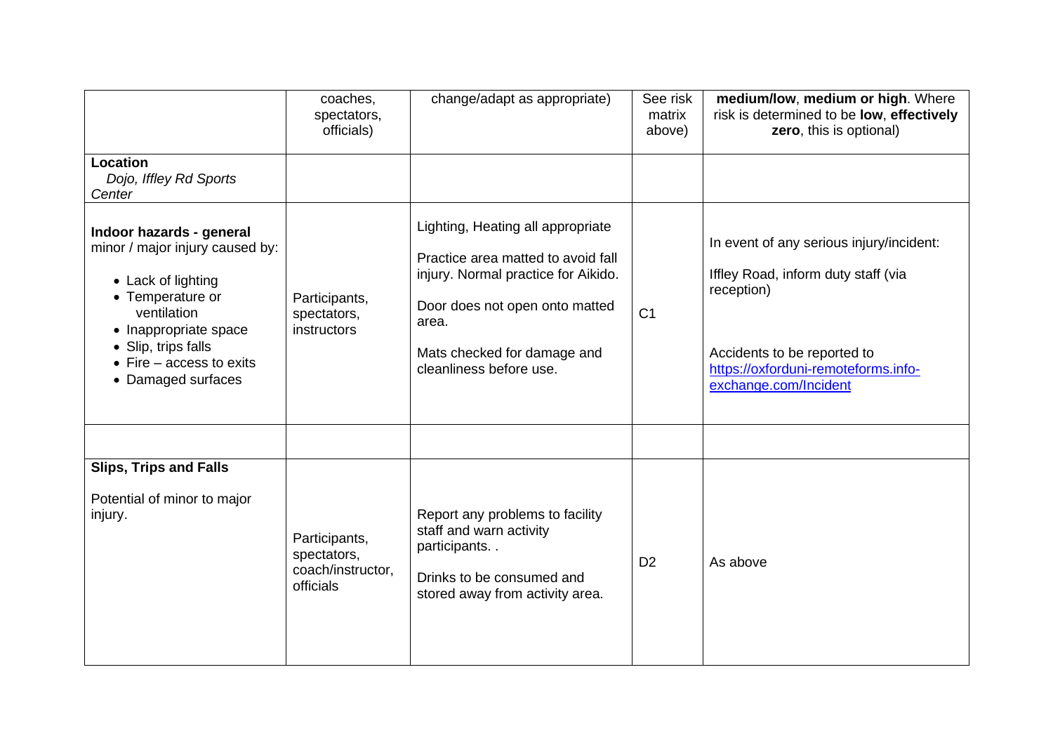| | coaches, spectators, officials) | change/adapt as appropriate) | See risk matrix above) | **medium/low**, **medium or high**. Where risk is determined to be **low**, **effectively zero**, this is optional) |
|---|---|---|---|---|
| **Location**<br>*Dojo, Iffley Rd Sports Center* | | | | |
| **Indoor hazards - general**<br>minor / major injury caused by:<br>• Lack of lighting<br>• Temperature or ventilation<br>• Inappropriate space<br>• Slip, trips falls<br>• Fire – access to exits<br>• Damaged surfaces | Participants, spectators, instructors | Lighting, Heating all appropriate<br><br>Practice area matted to avoid fall injury. Normal practice for Aikido.<br><br>Door does not open onto matted area.<br><br>Mats checked for damage and cleanliness before use. | C1 | In event of any serious injury/incident:<br><br>Iffley Road, inform duty staff (via reception)<br><br>Accidents to be reported to [https://oxforduni-remoteforms.info-exchange.com/Incident](https://oxforduni-remoteforms.info-exchange.com/Incident) |
| | | | | |
| **Slips, Trips and Falls**<br><br>Potential of minor to major injury. | Participants, spectators, coach/instructor, officials | Report any problems to facility staff and warn activity participants. .<br><br>Drinks to be consumed and stored away from activity area. | D2 | As above |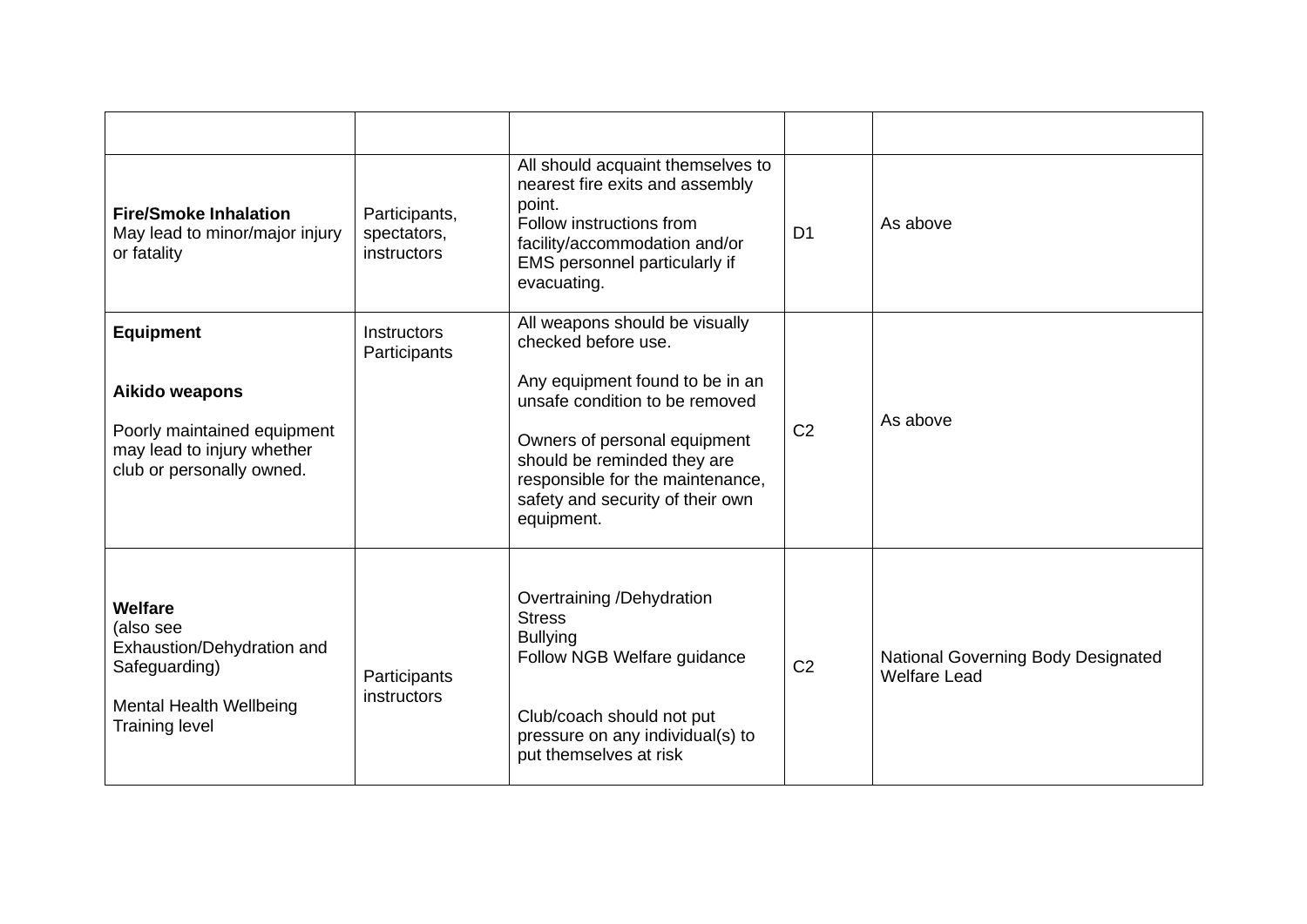| | | | | |
|---|---|---|---|---|
| **Fire/Smoke Inhalation**<br>May lead to minor/major injury or fatality | Participants, spectators, instructors | All should acquaint themselves to nearest fire exits and assembly point.<br>Follow instructions from facility/accommodation and/or EMS personnel particularly if evacuating. | D1 | As above |
| **Equipment**<br><br>**Aikido weapons**<br><br>Poorly maintained equipment may lead to injury whether club or personally owned. | Instructors<br>Participants | All weapons should be visually checked before use.<br><br>Any equipment found to be in an unsafe condition to be removed<br><br>Owners of personal equipment should be reminded they are responsible for the maintenance, safety and security of their own equipment. | C2 | As above |
| **Welfare**<br>(also see Exhaustion/Dehydration and Safeguarding)<br><br>Mental Health Wellbeing<br>Training level | Participants<br>instructors | Overtraining /Dehydration<br>Stress<br>Bullying<br>Follow NGB Welfare guidance<br><br>Club/coach should not put pressure on any individual(s) to put themselves at risk | C2 | National Governing Body Designated Welfare Lead |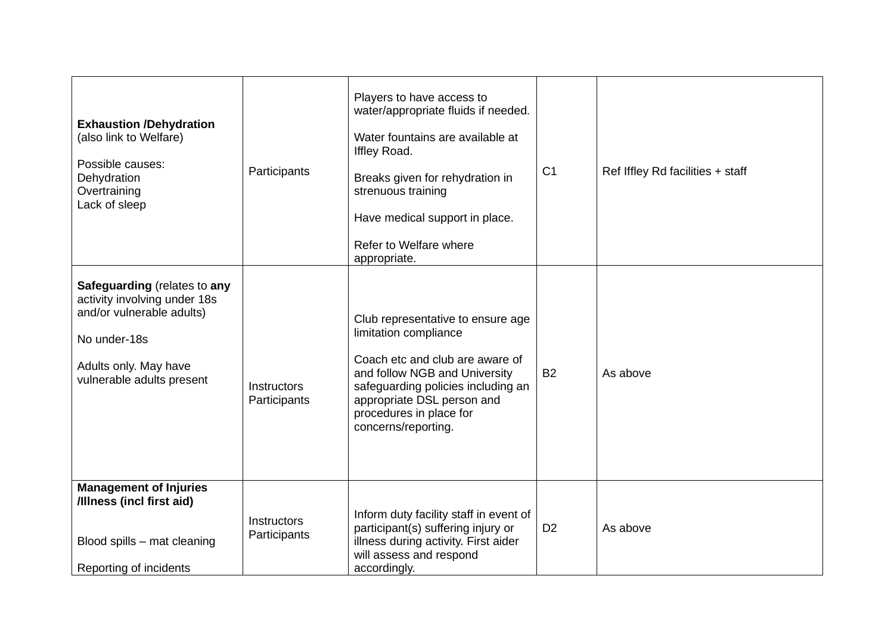| | | | | |
|---|---|---|---|---|
| **Exhaustion /Dehydration** (also link to Welfare)<br><br>Possible causes:<br>Dehydration<br>Overtraining<br>Lack of sleep | Participants | Players to have access to water/appropriate fluids if needed.<br><br>Water fountains are available at Iffley Road.<br><br>Breaks given for rehydration in strenuous training<br><br>Have medical support in place.<br><br>Refer to Welfare where appropriate. | C1 | Ref Iffley Rd facilities + staff |
| **Safeguarding** (relates to **any** activity involving under 18s and/or vulnerable adults)<br><br>No under-18s<br><br>Adults only. May have vulnerable adults present | Instructors<br>Participants | Club representative to ensure age limitation compliance<br><br>Coach etc and club are aware of and follow NGB and University safeguarding policies including an appropriate DSL person and procedures in place for concerns/reporting. | B2 | As above |
| **Management of Injuries /Illness (incl first aid)**<br><br>Blood spills – mat cleaning<br><br>Reporting of incidents | Instructors<br>Participants | Inform duty facility staff in event of participant(s) suffering injury or illness during activity. First aider will assess and respond accordingly. | D2 | As above |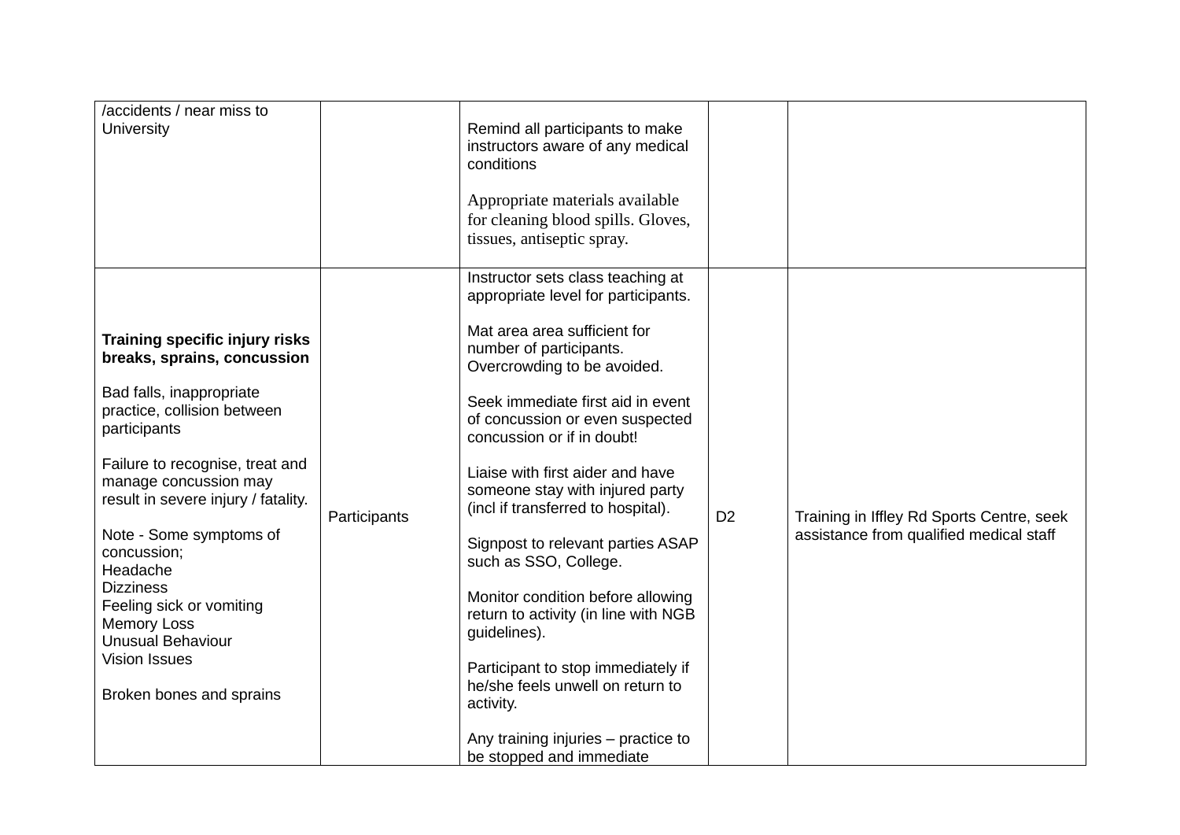| | | | | |
|---|---|---|---|---|
| /accidents / near miss to University | | Remind all participants to make instructors aware of any medical conditions<br><br>Appropriate materials available for cleaning blood spills. Gloves, tissues, antiseptic spray. | | |
| **Training specific injury risks breaks, sprains, concussion**<br><br>Bad falls, inappropriate practice, collision between participants<br><br>Failure to recognise, treat and manage concussion may result in severe injury / fatality.<br><br>Note - Some symptoms of concussion;<br>Headache<br>Dizziness<br>Feeling sick or vomiting<br>Memory Loss<br>Unusual Behaviour<br>Vision Issues<br><br>Broken bones and sprains | Participants | Instructor sets class teaching at appropriate level for participants.<br><br>Mat area area sufficient for number of participants. Overcrowding to be avoided.<br><br>Seek immediate first aid in event of concussion or even suspected concussion or if in doubt!<br><br>Liaise with first aider and have someone stay with injured party (incl if transferred to hospital).<br><br>Signpost to relevant parties ASAP such as SSO, College.<br><br>Monitor condition before allowing return to activity (in line with NGB guidelines).<br><br>Participant to stop immediately if he/she feels unwell on return to activity.<br><br>Any training injuries – practice to be stopped and immediate | D2 | Training in Iffley Rd Sports Centre, seek assistance from qualified medical staff |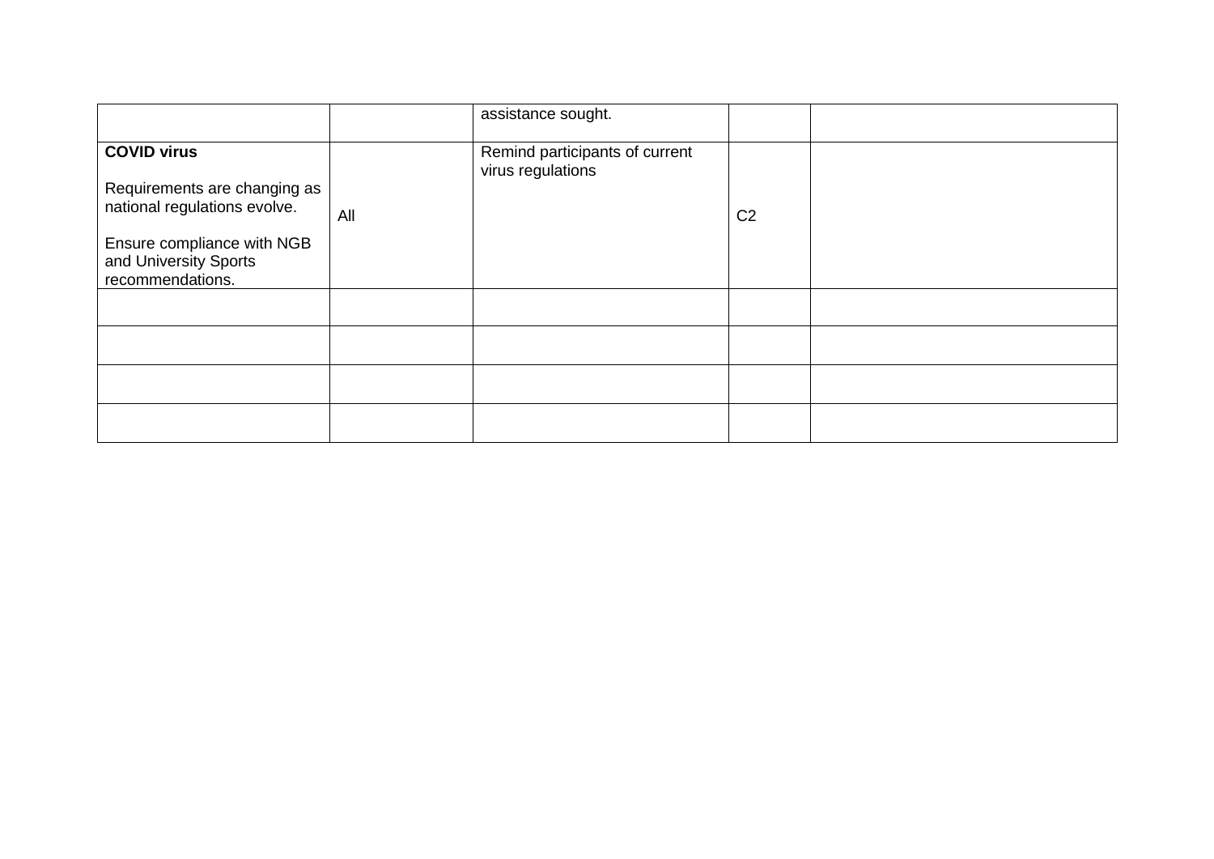| | | | | |
|---|---|---|---|---|
| | | assistance sought. | | |
| **COVID virus**<br><br>Requirements are changing as national regulations evolve.<br><br>Ensure compliance with NGB and University Sports recommendations. | All | Remind participants of current virus regulations | C2 | |
| | | | | |
| | | | | |
| | | | | |
| | | | | |